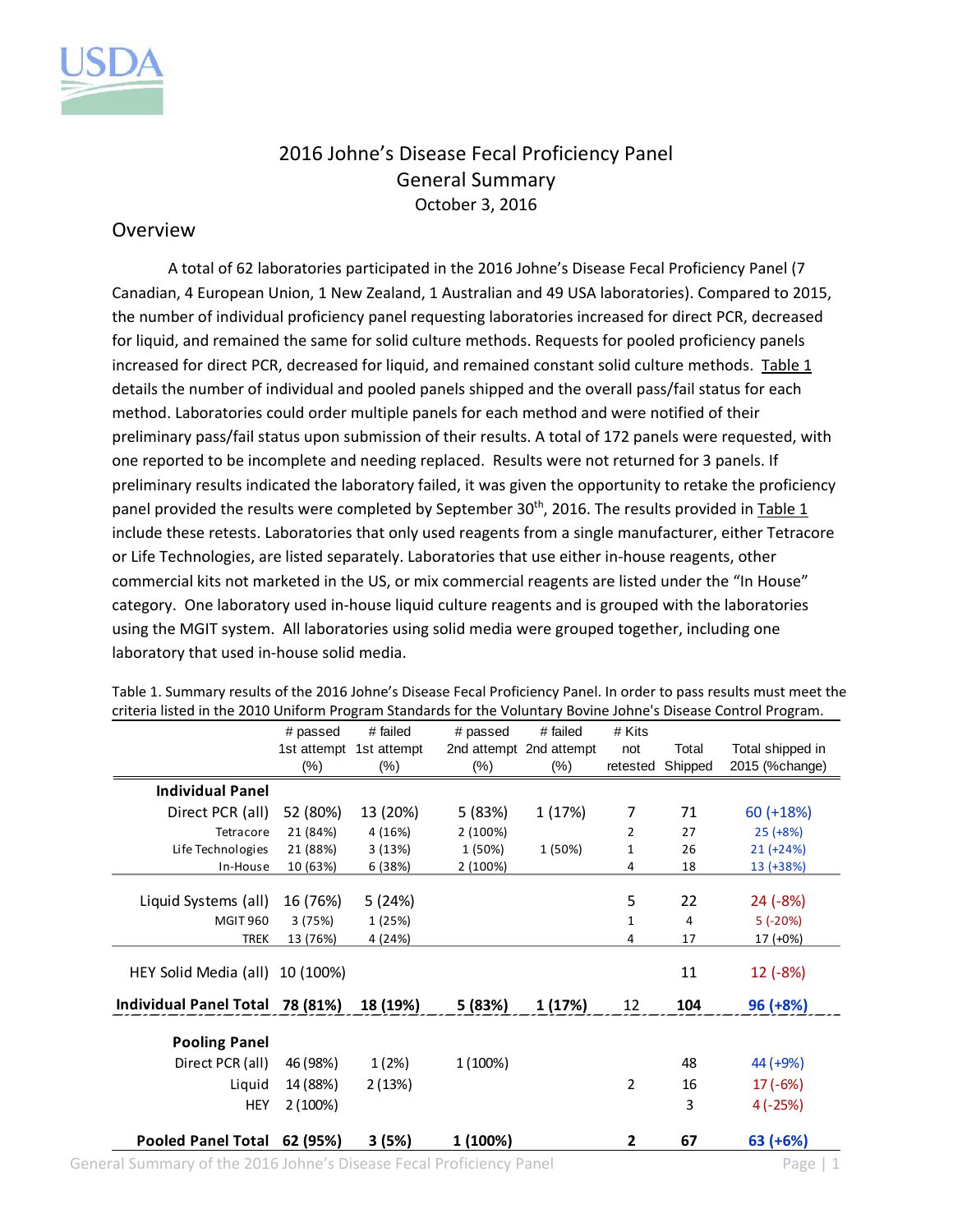# 2016 Johne's Disease Fecal Proficiency Panel
## General Summary
October 3, 2016

## Overview

A total of 62 laboratories participated in the 2016 Johne's Disease Fecal Proficiency Panel (7 Canadian, 4 European Union, 1 New Zealand, 1 Australian and 49 USA laboratories). Compared to 2015, the number of individual proficiency panel requesting laboratories increased for direct PCR, decreased for liquid, and remained the same for solid culture methods. Requests for pooled proficiency panels increased for direct PCR, decreased for liquid, and remained constant solid culture methods. Table 1 details the number of individual and pooled panels shipped and the overall pass/fail status for each method. Laboratories could order multiple panels for each method and were notified of their preliminary pass/fail status upon submission of their results. A total of 172 panels were requested, with one reported to be incomplete and needing replaced. Results were not returned for 3 panels. If preliminary results indicated the laboratory failed, it was given the opportunity to retake the proficiency panel provided the results were completed by September 30th, 2016. The results provided in Table 1 include these retests. Laboratories that only used reagents from a single manufacturer, either Tetracore or Life Technologies, are listed separately. Laboratories that use either in-house reagents, other commercial kits not marketed in the US, or mix commercial reagents are listed under the "In House" category. One laboratory used in-house liquid culture reagents and is grouped with the laboratories using the MGIT system. All laboratories using solid media were grouped together, including one laboratory that used in-house solid media.

Table 1. Summary results of the 2016 Johne's Disease Fecal Proficiency Panel. In order to pass results must meet the criteria listed in the 2010 Uniform Program Standards for the Voluntary Bovine Johne's Disease Control Program.

| | # passed 1st attempt (%) | # failed 1st attempt (%) | # passed 2nd attempt (%) | # failed 2nd attempt (%) | # Kits not retested | Total Shipped | Total shipped in 2015 (%change) |
|---|---|---|---|---|---|---|---|
| **Individual Panel** | | | | | | | |
| Direct PCR (all) | 52 (80%) | 13 (20%) | 5 (83%) | 1 (17%) | 7 | 71 | 60 (+18%) |
| Tetracore | 21 (84%) | 4 (16%) | 2 (100%) | | 2 | 27 | 25 (+8%) |
| Life Technologies | 21 (88%) | 3 (13%) | 1 (50%) | 1 (50%) | 1 | 26 | 21 (+24%) |
| In-House | 10 (63%) | 6 (38%) | 2 (100%) | | 4 | 18 | 13 (+38%) |
| Liquid Systems (all) | 16 (76%) | 5 (24%) | | | 5 | 22 | 24 (-8%) |
| MGIT 960 | 3 (75%) | 1 (25%) | | | 1 | 4 | 5 (-20%) |
| TREK | 13 (76%) | 4 (24%) | | | 4 | 17 | 17 (+0%) |
| HEY Solid Media (all) | 10 (100%) | | | | | 11 | 12 (-8%) |
| **Individual Panel Total** | **78 (81%)** | **18 (19%)** | **5 (83%)** | **1 (17%)** | 12 | **104** | **96 (+8%)** |
| **Pooling Panel** | | | | | | | |
| Direct PCR (all) | 46 (98%) | 1 (2%) | 1 (100%) | | | 48 | 44 (+9%) |
| Liquid | 14 (88%) | 2 (13%) | | | 2 | 16 | 17 (-6%) |
| HEY | 2 (100%) | | | | | 3 | 4 (-25%) |
| **Pooled Panel Total** | **62 (95%)** | **3 (5%)** | **1 (100%)** | | **2** | **67** | **63 (+6%)** |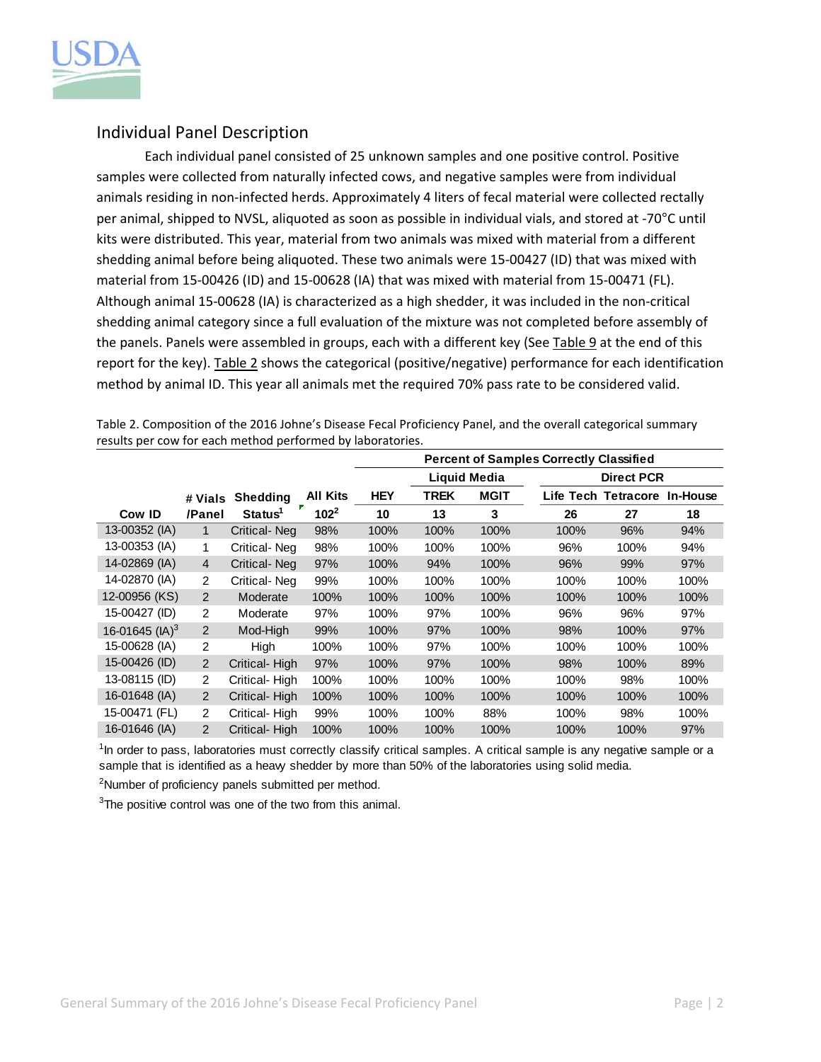## Individual Panel Description

Each individual panel consisted of 25 unknown samples and one positive control. Positive samples were collected from naturally infected cows, and negative samples were from individual animals residing in non-infected herds. Approximately 4 liters of fecal material were collected rectally per animal, shipped to NVSL, aliquoted as soon as possible in individual vials, and stored at -70°C until kits were distributed. This year, material from two animals was mixed with material from a different shedding animal before being aliquoted. These two animals were 15-00427 (ID) that was mixed with material from 15-00426 (ID) and 15-00628 (IA) that was mixed with material from 15-00471 (FL). Although animal 15-00628 (IA) is characterized as a high shedder, it was included in the non-critical shedding animal category since a full evaluation of the mixture was not completed before assembly of the panels. Panels were assembled in groups, each with a different key (See Table 9 at the end of this report for the key). Table 2 shows the categorical (positive/negative) performance for each identification method by animal ID. This year all animals met the required 70% pass rate to be considered valid.

Table 2. Composition of the 2016 Johne's Disease Fecal Proficiency Panel, and the overall categorical summary results per cow for each method performed by laboratories.

| | | | | Percent of Samples Correctly Classified | | | | | | |
|---|---|---|---|---|---|---|---|---|---|---|
| | | | | | Liquid Media | | | Direct PCR | | |
| | # Vials | Shedding | All Kits | HEY | TREK | MGIT | | Life Tech | Tetracore | In-House |
| Cow ID | /Panel | Status[1] | 102[2] | 10 | 13 | 3 | | 26 | 27 | 18 |
| 13-00352 (IA) | 1 | Critical- Neg | 98% | 100% | 100% | 100% | | 100% | 96% | 94% |
| 13-00353 (IA) | 1 | Critical- Neg | 98% | 100% | 100% | 100% | | 96% | 100% | 94% |
| 14-02869 (IA) | 4 | Critical- Neg | 97% | 100% | 94% | 100% | | 96% | 99% | 97% |
| 14-02870 (IA) | 2 | Critical- Neg | 99% | 100% | 100% | 100% | | 100% | 100% | 100% |
| 12-00956 (KS) | 2 | Moderate | 100% | 100% | 100% | 100% | | 100% | 100% | 100% |
| 15-00427 (ID) | 2 | Moderate | 97% | 100% | 97% | 100% | | 96% | 96% | 97% |
| 16-01645 (IA)[3] | 2 | Mod-High | 99% | 100% | 97% | 100% | | 98% | 100% | 97% |
| 15-00628 (IA) | 2 | High | 100% | 100% | 97% | 100% | | 100% | 100% | 100% |
| 15-00426 (ID) | 2 | Critical- High | 97% | 100% | 97% | 100% | | 98% | 100% | 89% |
| 13-08115 (ID) | 2 | Critical- High | 100% | 100% | 100% | 100% | | 100% | 98% | 100% |
| 16-01648 (IA) | 2 | Critical- High | 100% | 100% | 100% | 100% | | 100% | 100% | 100% |
| 15-00471 (FL) | 2 | Critical- High | 99% | 100% | 100% | 88% | | 100% | 98% | 100% |
| 16-01646 (IA) | 2 | Critical- High | 100% | 100% | 100% | 100% | | 100% | 100% | 97% |

[1]In order to pass, laboratories must correctly classify critical samples. A critical sample is any negative sample or a sample that is identified as a heavy shedder by more than 50% of the laboratories using solid media.

[2]Number of proficiency panels submitted per method.

[3]The positive control was one of the two from this animal.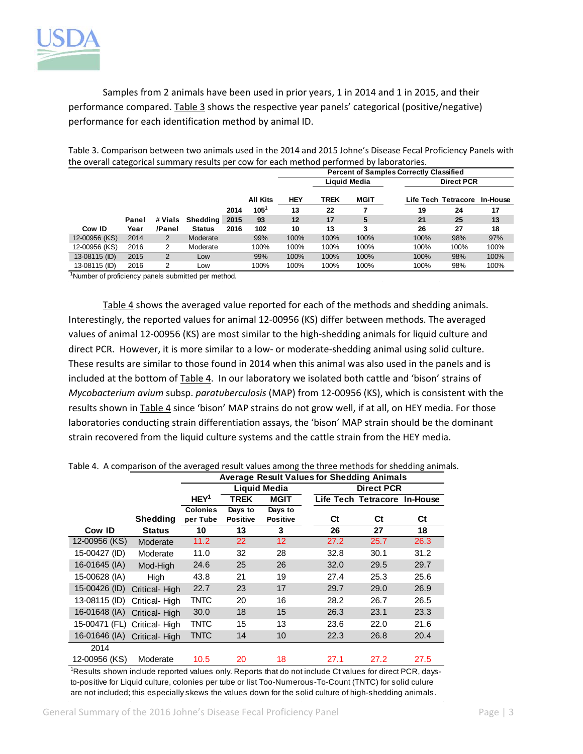Samples from 2 animals have been used in prior years, 1 in 2014 and 1 in 2015, and their performance compared. Table 3 shows the respective year panels' categorical (positive/negative) performance for each identification method by animal ID.

Table 3. Comparison between two animals used in the 2014 and 2015 Johne's Disease Fecal Proficiency Panels with the overall categorical summary results per cow for each method performed by laboratories.

| | | | | | Percent of Samples Correctly Classified | | | | | | |
|---|---|---|---|---|---|---|---|---|---|---|---|
| | | | | | | Liquid Media | | Direct PCR | | | |
| | | | | | All Kits | HEY | TREK | MGIT | Life Tech | Tetracore | In-House |
| | | | | 2014 | 105[1] | 13 | 22 | 7 | 19 | 24 | 17 |
| | Panel | # Vials | Shedding | 2015 | 93 | 12 | 17 | 5 | 21 | 25 | 13 |
| Cow ID | Year | /Panel | Status | 2016 | 102 | 10 | 13 | 3 | 26 | 27 | 18 |
| 12-00956 (KS) | 2014 | 2 | Moderate | | 99% | 100% | 100% | 100% | 100% | 98% | 97% |
| 12-00956 (KS) | 2016 | 2 | Moderate | | 100% | 100% | 100% | 100% | 100% | 100% | 100% |
| 13-08115 (ID) | 2015 | 2 | Low | | 99% | 100% | 100% | 100% | 100% | 98% | 100% |
| 13-08115 (ID) | 2016 | 2 | Low | | 100% | 100% | 100% | 100% | 100% | 98% | 100% |

[1]Number of proficiency panels submitted per method.

Table 4 shows the averaged value reported for each of the methods and shedding animals. Interestingly, the reported values for animal 12-00956 (KS) differ between methods. The averaged values of animal 12-00956 (KS) are most similar to the high-shedding animals for liquid culture and direct PCR. However, it is more similar to a low- or moderate-shedding animal using solid culture. These results are similar to those found in 2014 when this animal was also used in the panels and is included at the bottom of Table 4. In our laboratory we isolated both cattle and 'bison' strains of *Mycobacterium avium* subsp. *paratuberculosis* (MAP) from 12-00956 (KS), which is consistent with the results shown in Table 4 since 'bison' MAP strains do not grow well, if at all, on HEY media. For those laboratories conducting strain differentiation assays, the 'bison' MAP strain should be the dominant strain recovered from the liquid culture systems and the cattle strain from the HEY media.

Table 4. A comparison of the averaged result values among the three methods for shedding animals.

| | | Average Result Values for Shedding Animals | | | | | |
|---|---|---|---|---|---|---|---|
| | | | Liquid Media | | Direct PCR | | |
| | | HEY[1] | TREK | MGIT | Life Tech | Tetracore | In-House |
| | Shedding | Colonies per Tube | Days to Positive | Days to Positive | Ct | Ct | Ct |
| Cow ID | Status | 10 | 13 | 3 | 26 | 27 | 18 |
| 12-00956 (KS) | Moderate | 11.2 | 22 | 12 | 27.2 | 25.7 | 26.3 |
| 15-00427 (ID) | Moderate | 11.0 | 32 | 28 | 32.8 | 30.1 | 31.2 |
| 16-01645 (IA) | Mod-High | 24.6 | 25 | 26 | 32.0 | 29.5 | 29.7 |
| 15-00628 (IA) | High | 43.8 | 21 | 19 | 27.4 | 25.3 | 25.6 |
| 15-00426 (ID) | Critical- High | 22.7 | 23 | 17 | 29.7 | 29.0 | 26.9 |
| 13-08115 (ID) | Critical- High | TNTC | 20 | 16 | 28.2 | 26.7 | 26.5 |
| 16-01648 (IA) | Critical- High | 30.0 | 18 | 15 | 26.3 | 23.1 | 23.3 |
| 15-00471 (FL) | Critical- High | TNTC | 15 | 13 | 23.6 | 22.0 | 21.6 |
| 16-01646 (IA) | Critical- High | TNTC | 14 | 10 | 22.3 | 26.8 | 20.4 |
| 2014 | | | | | | | |
| 12-00956 (KS) | Moderate | 10.5 | 20 | 18 | 27.1 | 27.2 | 27.5 |

[1]Results shown include reported values only. Reports that do not include Ct values for direct PCR, days-to-positive for Liquid culture, colonies per tube or list Too-Numerous-To-Count (TNTC) for solid culure are not included; this especially skews the values down for the solid culture of high-shedding animals.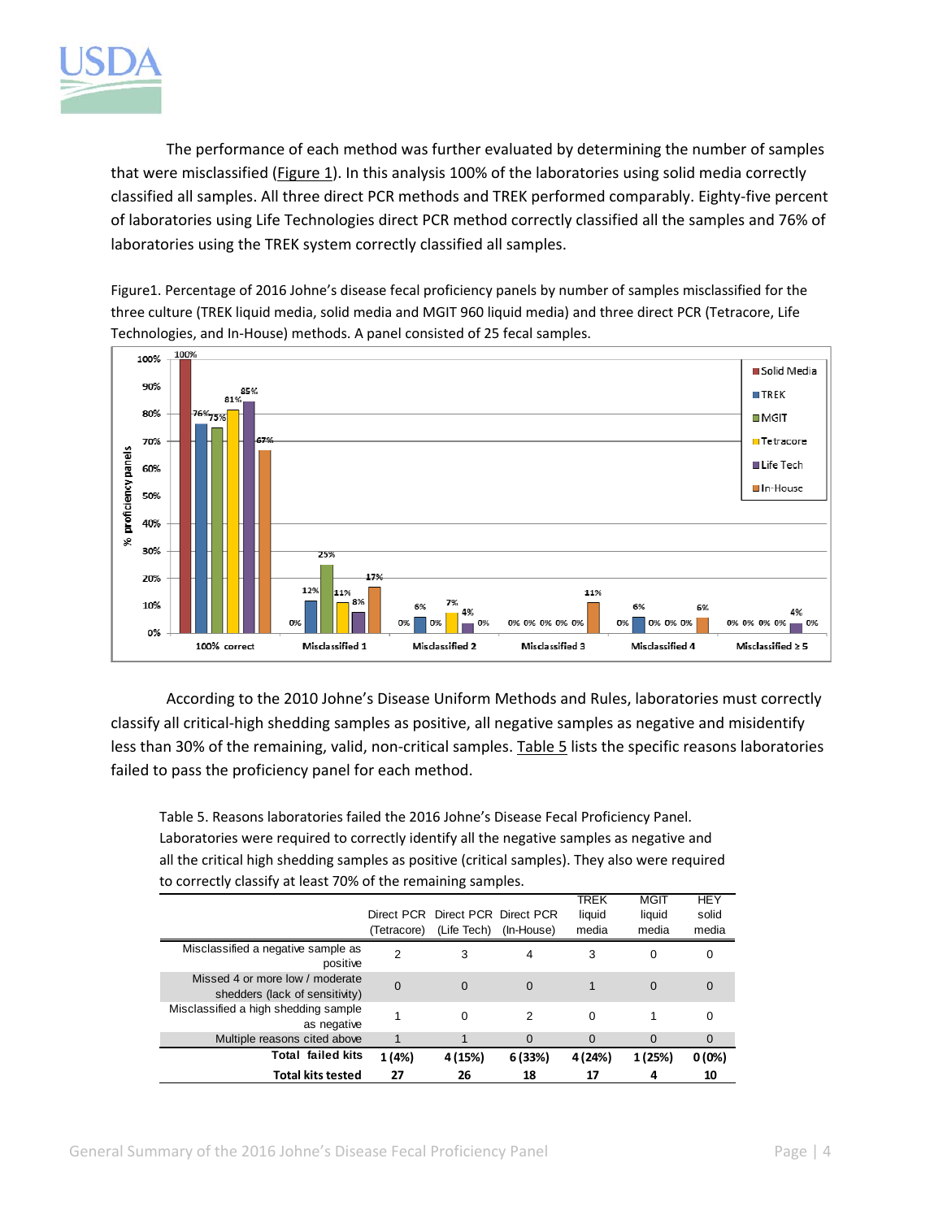The performance of each method was further evaluated by determining the number of samples that were misclassified (Figure 1). In this analysis 100% of the laboratories using solid media correctly classified all samples. All three direct PCR methods and TREK performed comparably. Eighty-five percent of laboratories using Life Technologies direct PCR method correctly classified all the samples and 76% of laboratories using the TREK system correctly classified all samples.

Figure1. Percentage of 2016 Johne's disease fecal proficiency panels by number of samples misclassified for the three culture (TREK liquid media, solid media and MGIT 960 liquid media) and three direct PCR (Tetracore, Life Technologies, and In-House) methods. A panel consisted of 25 fecal samples.

| % proficiency panels | Solid Media | TREK | MGIT | Tetracore | Life Tech | In-House |
|---|---|---|---|---|---|---|
| 100% correct | 100% | 76% | 75% | 81% | 85% | 67% |
| Misclassified 1 | 0% | 12% | 25% | 11% | 8% | 17% |
| Misclassified 2 | 0% | 6% | 0% | 7% | 4% | 0% |
| Misclassified 3 | 0% | 0% | 0% | 0% | 0% | 11% |
| Misclassified 4 | 0% | 6% | 0% | 0% | 0% | 6% |
| Misclassified ≥ 5 | 0% | 0% | 0% | 0% | 4% | 0% |

According to the 2010 Johne's Disease Uniform Methods and Rules, laboratories must correctly classify all critical-high shedding samples as positive, all negative samples as negative and misidentify less than 30% of the remaining, valid, non-critical samples. Table 5 lists the specific reasons laboratories failed to pass the proficiency panel for each method.

Table 5. Reasons laboratories failed the 2016 Johne's Disease Fecal Proficiency Panel. Laboratories were required to correctly identify all the negative samples as negative and all the critical high shedding samples as positive (critical samples). They also were required to correctly classify at least 70% of the remaining samples.

| | Direct PCR (Tetracore) | Direct PCR (Life Tech) | Direct PCR (In-House) | TREK liquid media | MGIT liquid media | HEY solid media |
|---|---|---|---|---|---|---|
| Misclassified a negative sample as positive | 2 | 3 | 4 | 3 | 0 | 0 |
| Missed 4 or more low / moderate shedders (lack of sensitivity) | 0 | 0 | 0 | 1 | 0 | 0 |
| Misclassified a high shedding sample as negative | 1 | 0 | 2 | 0 | 1 | 0 |
| Multiple reasons cited above | 1 | 1 | 0 | 0 | 0 | 0 |
| **Total failed kits** | **1 (4%)** | **4 (15%)** | **6 (33%)** | **4 (24%)** | **1 (25%)** | **0 (0%)** |
| **Total kits tested** | **27** | **26** | **18** | **17** | **4** | **10** |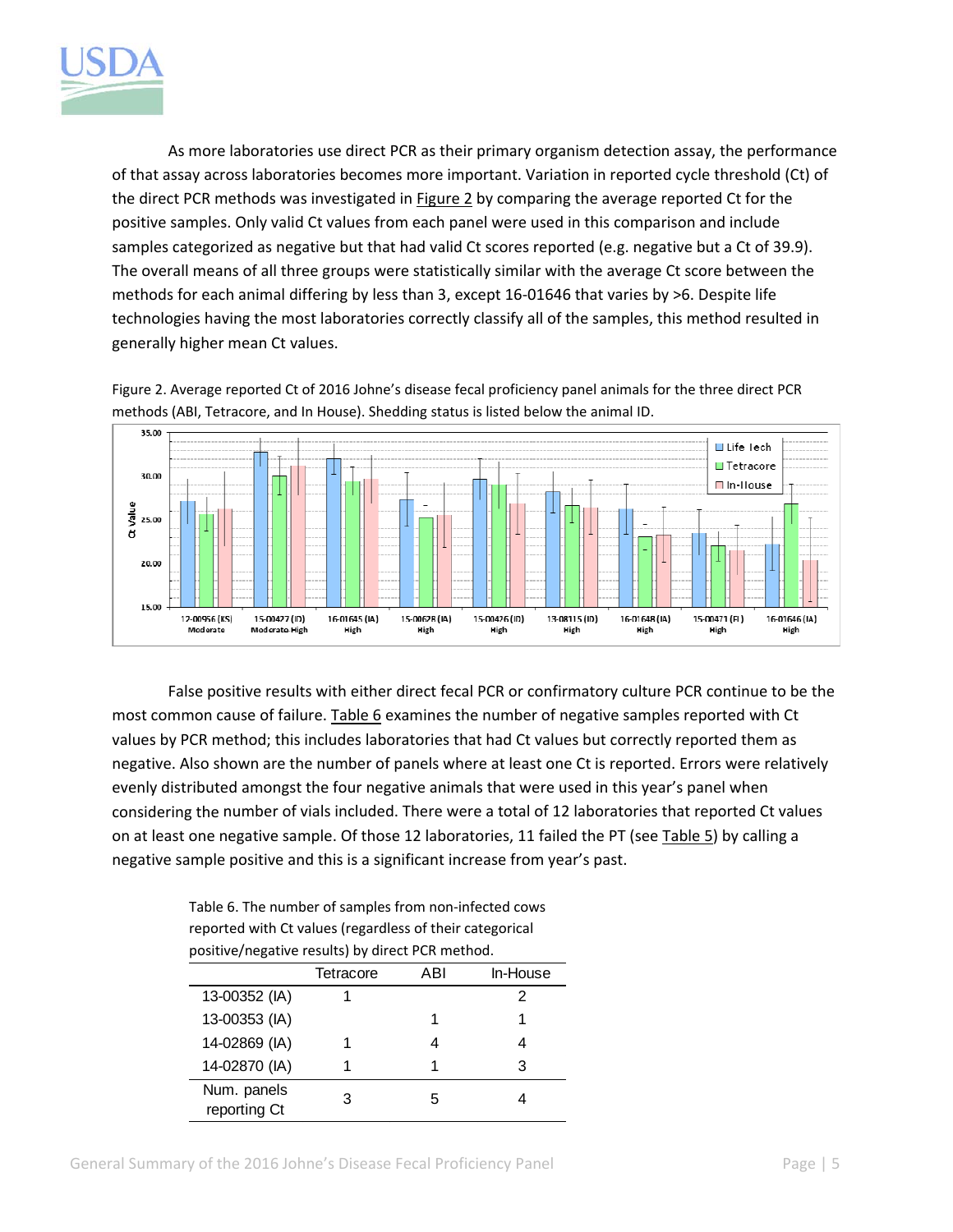As more laboratories use direct PCR as their primary organism detection assay, the performance of that assay across laboratories becomes more important. Variation in reported cycle threshold (Ct) of the direct PCR methods was investigated in Figure 2 by comparing the average reported Ct for the positive samples. Only valid Ct values from each panel were used in this comparison and include samples categorized as negative but that had valid Ct scores reported (e.g. negative but a Ct of 39.9). The overall means of all three groups were statistically similar with the average Ct score between the methods for each animal differing by less than 3, except 16-01646 that varies by >6. Despite life technologies having the most laboratories correctly classify all of the samples, this method resulted in generally higher mean Ct values.

Figure 2. Average reported Ct of 2016 Johne's disease fecal proficiency panel animals for the three direct PCR methods (ABI, Tetracore, and In House). Shedding status is listed below the animal ID.

False positive results with either direct fecal PCR or confirmatory culture PCR continue to be the most common cause of failure. Table 6 examines the number of negative samples reported with Ct values by PCR method; this includes laboratories that had Ct values but correctly reported them as negative. Also shown are the number of panels where at least one Ct is reported. Errors were relatively evenly distributed amongst the four negative animals that were used in this year's panel when considering the number of vials included. There were a total of 12 laboratories that reported Ct values on at least one negative sample. Of those 12 laboratories, 11 failed the PT (see Table 5) by calling a negative sample positive and this is a significant increase from year's past.

Table 6. The number of samples from non-infected cows reported with Ct values (regardless of their categorical positive/negative results) by direct PCR method.

| | Tetracore | ABI | In-House |
|---|---|---|---|
| 13-00352 (IA) | 1 | | 2 |
| 13-00353 (IA) | | 1 | 1 |
| 14-02869 (IA) | 1 | 4 | 4 |
| 14-02870 (IA) | 1 | 1 | 3 |
| Num. panels reporting Ct | 3 | 5 | 4 |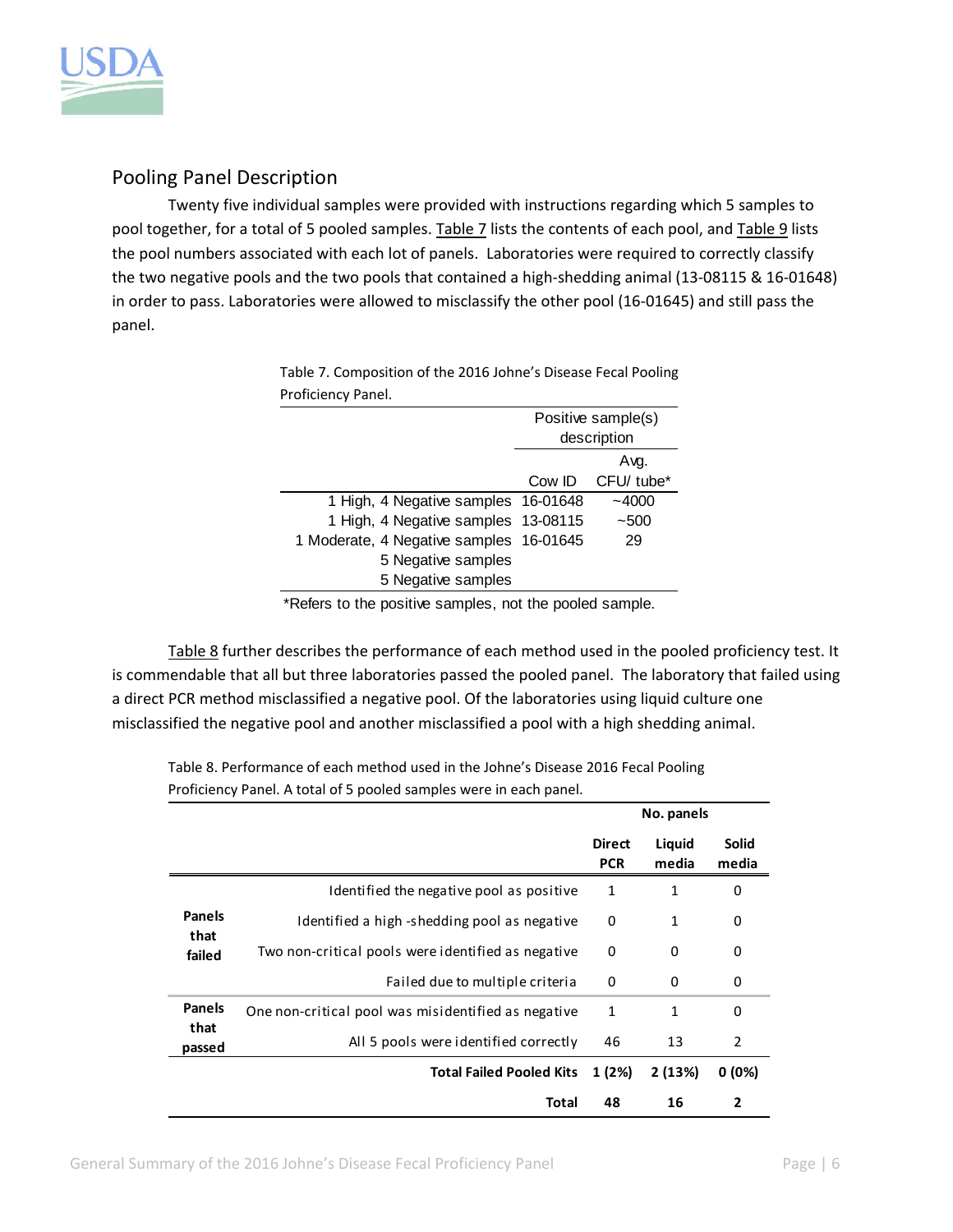## Pooling Panel Description

Twenty five individual samples were provided with instructions regarding which 5 samples to pool together, for a total of 5 pooled samples. Table 7 lists the contents of each pool, and Table 9 lists the pool numbers associated with each lot of panels. Laboratories were required to correctly classify the two negative pools and the two pools that contained a high-shedding animal (13-08115 & 16-01648) in order to pass. Laboratories were allowed to misclassify the other pool (16-01645) and still pass the panel.

Table 7. Composition of the 2016 Johne's Disease Fecal Pooling Proficiency Panel.

| | Positive sample(s) description | |
|---|---|---|
| | Cow ID | Avg. CFU/ tube* |
| 1 High, 4 Negative samples | 16-01648 | ~4000 |
| 1 High, 4 Negative samples | 13-08115 | ~500 |
| 1 Moderate, 4 Negative samples | 16-01645 | 29 |
| 5 Negative samples | | |
| 5 Negative samples | | |

*Refers to the positive samples, not the pooled sample.

Table 8 further describes the performance of each method used in the pooled proficiency test. It is commendable that all but three laboratories passed the pooled panel. The laboratory that failed using a direct PCR method misclassified a negative pool. Of the laboratories using liquid culture one misclassified the negative pool and another misclassified a pool with a high shedding animal.

Table 8. Performance of each method used in the Johne's Disease 2016 Fecal Pooling Proficiency Panel. A total of 5 pooled samples were in each panel.

| | | No. panels | | |
|---|---|---|---|---|
| | | **Direct PCR** | **Liquid media** | **Solid media** |
| **Panels that failed** | Identified the negative pool as positive | 1 | 1 | 0 |
| | Identified a high-shedding pool as negative | 0 | 1 | 0 |
| | Two non-critical pools were identified as negative | 0 | 0 | 0 |
| | Failed due to multiple criteria | 0 | 0 | 0 |
| **Panels that passed** | One non-critical pool was misidentified as negative | 1 | 1 | 0 |
| | All 5 pools were identified correctly | 46 | 13 | 2 |
| | **Total Failed Pooled Kits** | **1 (2%)** | **2 (13%)** | **0 (0%)** |
| | **Total** | **48** | **16** | **2** |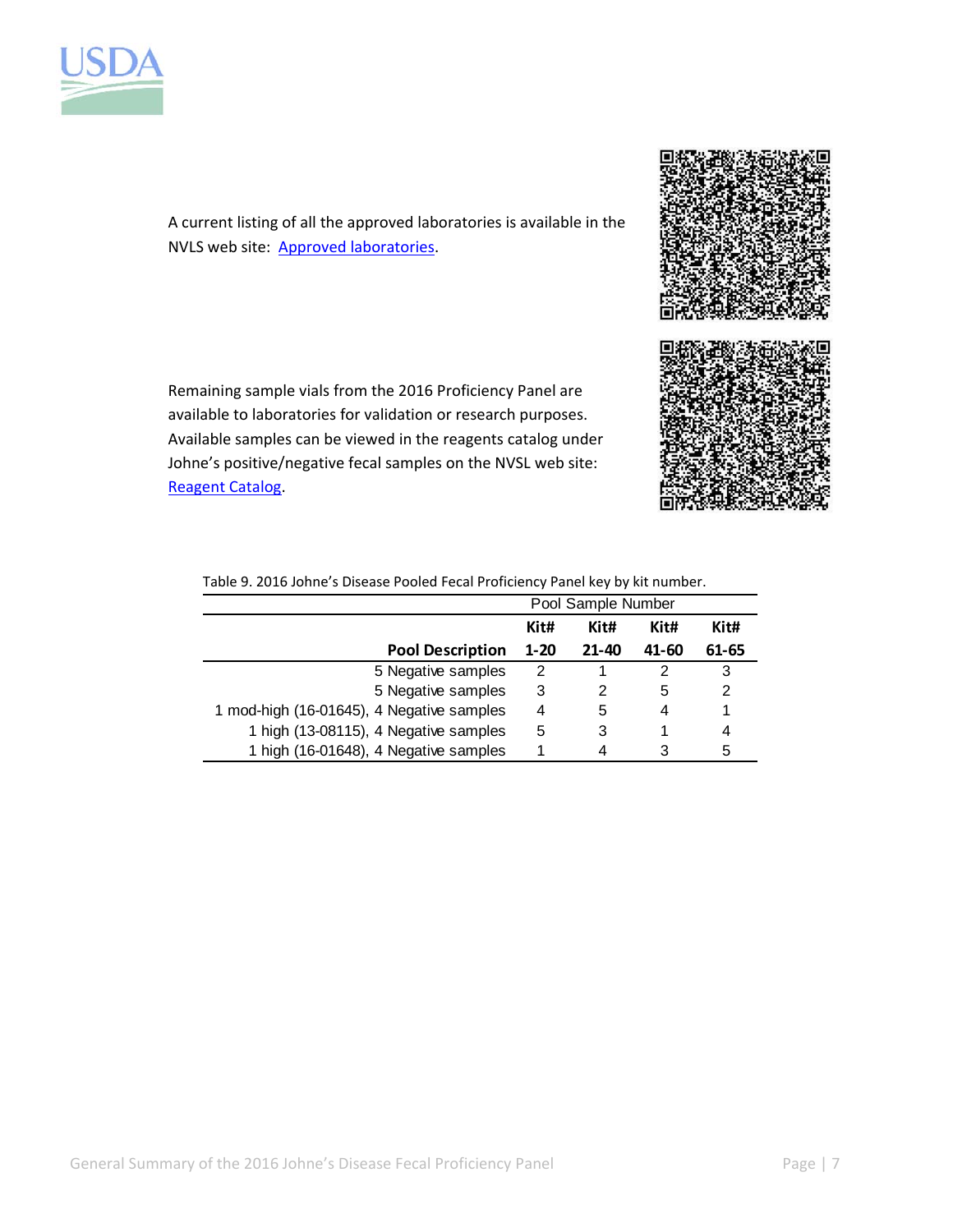A current listing of all the approved laboratories is available in the NVLS web site: Approved laboratories.

Remaining sample vials from the 2016 Proficiency Panel are available to laboratories for validation or research purposes. Available samples can be viewed in the reagents catalog under Johne's positive/negative fecal samples on the NVSL web site: Reagent Catalog.

Table 9. 2016 Johne's Disease Pooled Fecal Proficiency Panel key by kit number.

| | Pool Sample Number | | | |
|---|---|---|---|---|
| **Pool Description** | **Kit# 1-20** | **Kit# 21-40** | **Kit# 41-60** | **Kit# 61-65** |
| 5 Negative samples | 2 | 1 | 2 | 3 |
| 5 Negative samples | 3 | 2 | 5 | 2 |
| 1 mod-high (16-01645), 4 Negative samples | 4 | 5 | 4 | 1 |
| 1 high (13-08115), 4 Negative samples | 5 | 3 | 1 | 4 |
| 1 high (16-01648), 4 Negative samples | 1 | 4 | 3 | 5 |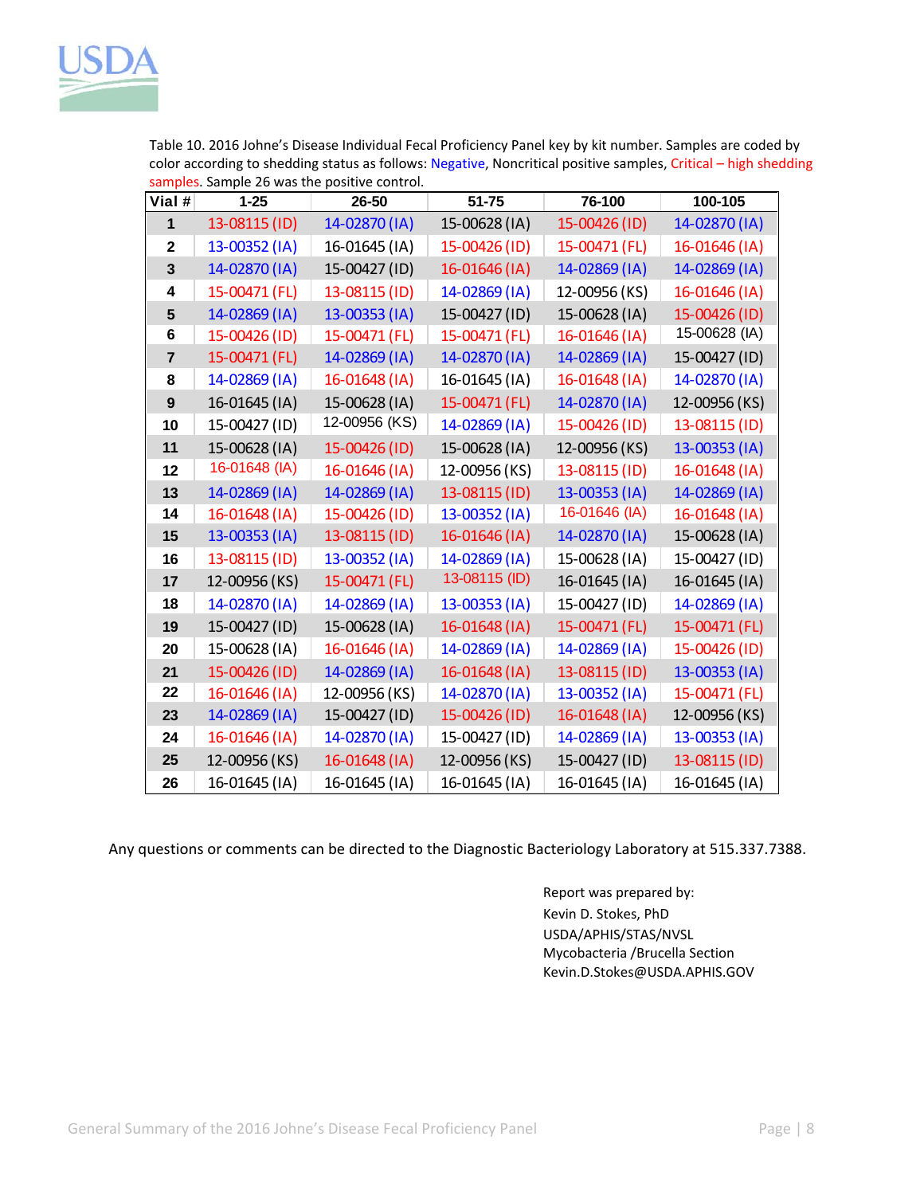Table 10. 2016 Johne's Disease Individual Fecal Proficiency Panel key by kit number. Samples are coded by color according to shedding status as follows: Negative, Noncritical positive samples, Critical – high shedding samples. Sample 26 was the positive control.

| Vial # | 1-25 | 26-50 | 51-75 | 76-100 | 100-105 |
|---|---|---|---|---|---|
| 1 | 13-08115 (ID) | 14-02870 (IA) | 15-00628 (IA) | 15-00426 (ID) | 14-02870 (IA) |
| 2 | 13-00352 (IA) | 16-01645 (IA) | 15-00426 (ID) | 15-00471 (FL) | 16-01646 (IA) |
| 3 | 14-02870 (IA) | 15-00427 (ID) | 16-01646 (IA) | 14-02869 (IA) | 14-02869 (IA) |
| 4 | 15-00471 (FL) | 13-08115 (ID) | 14-02869 (IA) | 12-00956 (KS) | 16-01646 (IA) |
| 5 | 14-02869 (IA) | 13-00353 (IA) | 15-00427 (ID) | 15-00628 (IA) | 15-00426 (ID) |
| 6 | 15-00426 (ID) | 15-00471 (FL) | 15-00471 (FL) | 16-01646 (IA) | 15-00628 (IA) |
| 7 | 15-00471 (FL) | 14-02869 (IA) | 14-02870 (IA) | 14-02869 (IA) | 15-00427 (ID) |
| 8 | 14-02869 (IA) | 16-01648 (IA) | 16-01645 (IA) | 16-01648 (IA) | 14-02870 (IA) |
| 9 | 16-01645 (IA) | 15-00628 (IA) | 15-00471 (FL) | 14-02870 (IA) | 12-00956 (KS) |
| 10 | 15-00427 (ID) | 12-00956 (KS) | 14-02869 (IA) | 15-00426 (ID) | 13-08115 (ID) |
| 11 | 15-00628 (IA) | 15-00426 (ID) | 15-00628 (IA) | 12-00956 (KS) | 13-00353 (IA) |
| 12 | 16-01648 (IA) | 16-01646 (IA) | 12-00956 (KS) | 13-08115 (ID) | 16-01648 (IA) |
| 13 | 14-02869 (IA) | 14-02869 (IA) | 13-08115 (ID) | 13-00353 (IA) | 14-02869 (IA) |
| 14 | 16-01648 (IA) | 15-00426 (ID) | 13-00352 (IA) | 16-01646 (IA) | 16-01648 (IA) |
| 15 | 13-00353 (IA) | 13-08115 (ID) | 16-01646 (IA) | 14-02870 (IA) | 15-00628 (IA) |
| 16 | 13-08115 (ID) | 13-00352 (IA) | 14-02869 (IA) | 15-00628 (IA) | 15-00427 (ID) |
| 17 | 12-00956 (KS) | 15-00471 (FL) | 13-08115 (ID) | 16-01645 (IA) | 16-01645 (IA) |
| 18 | 14-02870 (IA) | 14-02869 (IA) | 13-00353 (IA) | 15-00427 (ID) | 14-02869 (IA) |
| 19 | 15-00427 (ID) | 15-00628 (IA) | 16-01648 (IA) | 15-00471 (FL) | 15-00471 (FL) |
| 20 | 15-00628 (IA) | 16-01646 (IA) | 14-02869 (IA) | 14-02869 (IA) | 15-00426 (ID) |
| 21 | 15-00426 (ID) | 14-02869 (IA) | 16-01648 (IA) | 13-08115 (ID) | 13-00353 (IA) |
| 22 | 16-01646 (IA) | 12-00956 (KS) | 14-02870 (IA) | 13-00352 (IA) | 15-00471 (FL) |
| 23 | 14-02869 (IA) | 15-00427 (ID) | 15-00426 (ID) | 16-01648 (IA) | 12-00956 (KS) |
| 24 | 16-01646 (IA) | 14-02870 (IA) | 15-00427 (ID) | 14-02869 (IA) | 13-00353 (IA) |
| 25 | 12-00956 (KS) | 16-01648 (IA) | 12-00956 (KS) | 15-00427 (ID) | 13-08115 (ID) |
| 26 | 16-01645 (IA) | 16-01645 (IA) | 16-01645 (IA) | 16-01645 (IA) | 16-01645 (IA) |

Any questions or comments can be directed to the Diagnostic Bacteriology Laboratory at 515.337.7388.

Report was prepared by:
Kevin D. Stokes, PhD
USDA/APHIS/STAS/NVSL
Mycobacteria /Brucella Section
Kevin.D.Stokes@USDA.APHIS.GOV